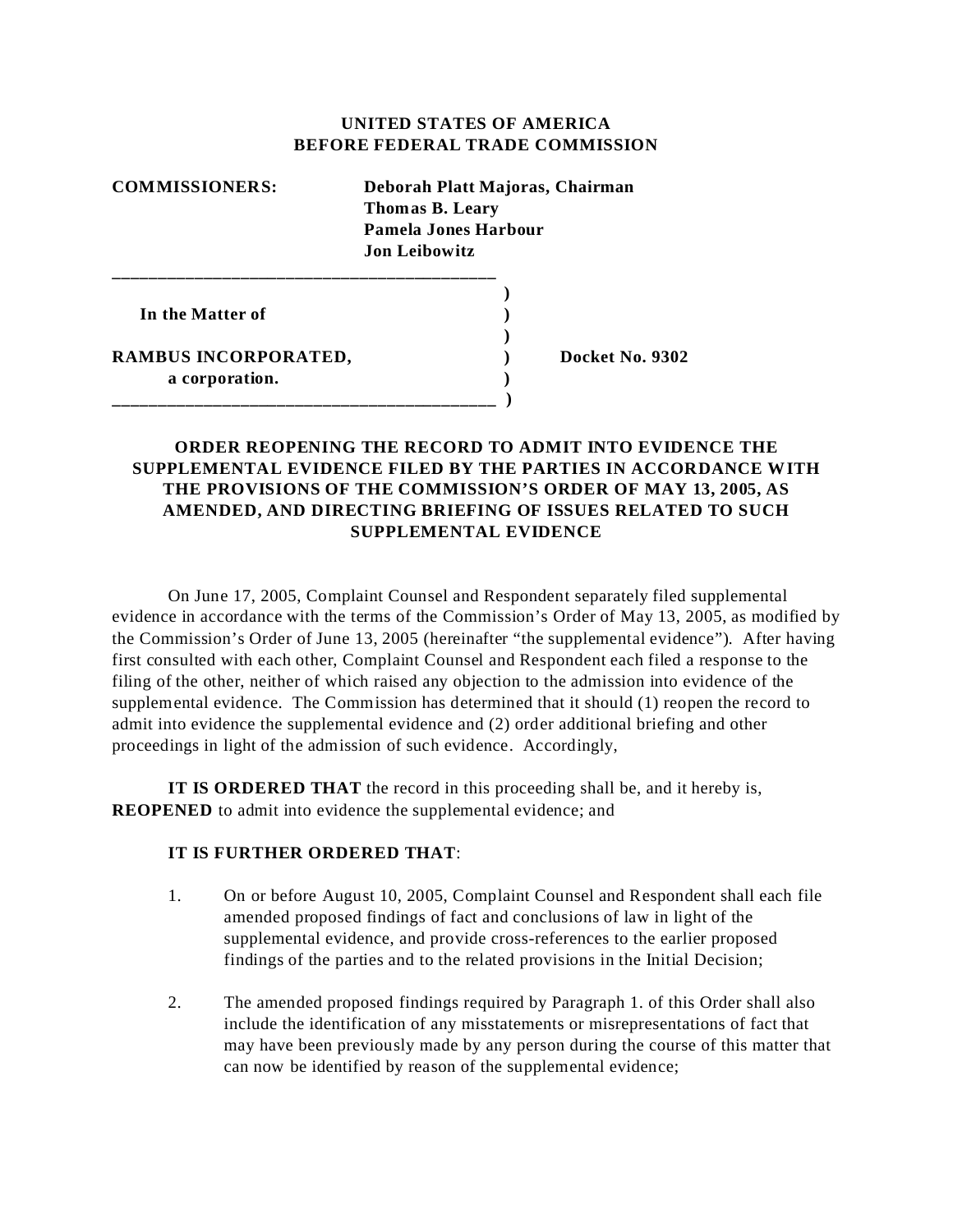**UNITED STATES OF AMERICA**
**BEFORE FEDERAL TRADE COMMISSION**

**COMMISSIONERS:** **Deborah Platt Majoras, Chairman**
**Thomas B. Leary**
**Pamela Jones Harbour**
**Jon Leibowitz**

| | | |
|---|---|---|
| **In the Matter of** | ) | |
| | ) | |
| **RAMBUS INCORPORATED,** | ) | **Docket No. 9302** |
| **a corporation.** | ) | |

**ORDER REOPENING THE RECORD TO ADMIT INTO EVIDENCE THE SUPPLEMENTAL EVIDENCE FILED BY THE PARTIES IN ACCORDANCE WITH THE PROVISIONS OF THE COMMISSION'S ORDER OF MAY 13, 2005, AS AMENDED, AND DIRECTING BRIEFING OF ISSUES RELATED TO SUCH SUPPLEMENTAL EVIDENCE**

On June 17, 2005, Complaint Counsel and Respondent separately filed supplemental evidence in accordance with the terms of the Commission's Order of May 13, 2005, as modified by the Commission's Order of June 13, 2005 (hereinafter "the supplemental evidence"). After having first consulted with each other, Complaint Counsel and Respondent each filed a response to the filing of the other, neither of which raised any objection to the admission into evidence of the supplemental evidence. The Commission has determined that it should (1) reopen the record to admit into evidence the supplemental evidence and (2) order additional briefing and other proceedings in light of the admission of such evidence. Accordingly,

**IT IS ORDERED THAT** the record in this proceeding shall be, and it hereby is, **REOPENED** to admit into evidence the supplemental evidence; and

**IT IS FURTHER ORDERED THAT**:

1. On or before August 10, 2005, Complaint Counsel and Respondent shall each file amended proposed findings of fact and conclusions of law in light of the supplemental evidence, and provide cross-references to the earlier proposed findings of the parties and to the related provisions in the Initial Decision;

2. The amended proposed findings required by Paragraph 1. of this Order shall also include the identification of any misstatements or misrepresentations of fact that may have been previously made by any person during the course of this matter that can now be identified by reason of the supplemental evidence;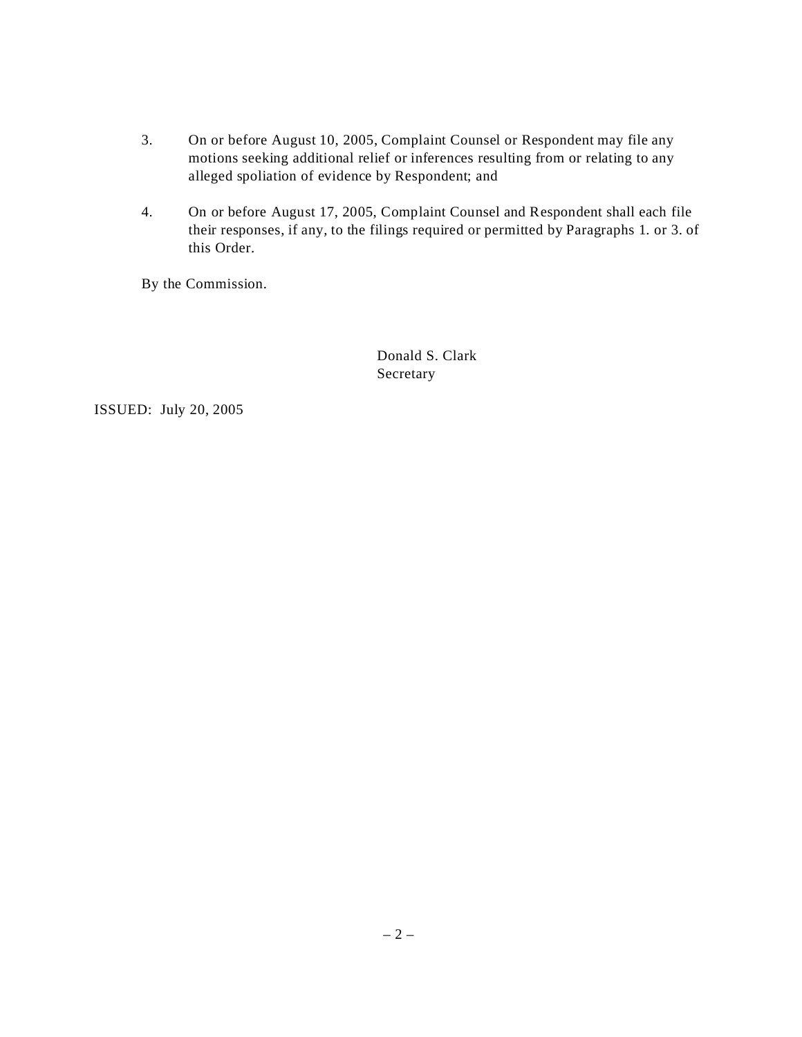3. On or before August 10, 2005, Complaint Counsel or Respondent may file any motions seeking additional relief or inferences resulting from or relating to any alleged spoliation of evidence by Respondent; and

4. On or before August 17, 2005, Complaint Counsel and Respondent shall each file their responses, if any, to the filings required or permitted by Paragraphs 1. or 3. of this Order.

By the Commission.

Donald S. Clark
Secretary

ISSUED: July 20, 2005